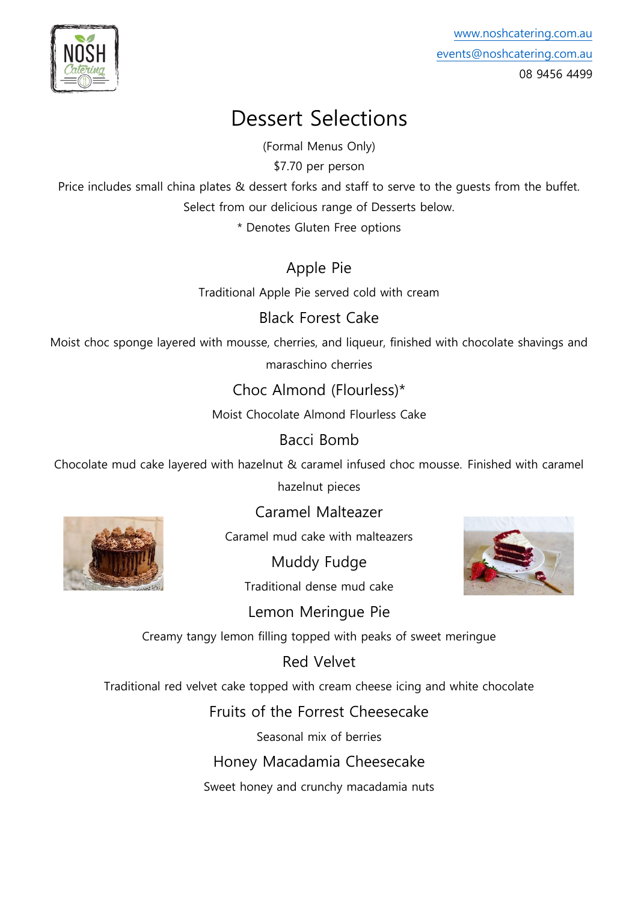www.noshcatering.com.au
events@noshcatering.com.au
08 9456 4499

# Dessert Selections

(Formal Menus Only)

$7.70 per person

Price includes small china plates & dessert forks and staff to serve to the guests from the buffet.

Select from our delicious range of Desserts below.

* Denotes Gluten Free options

## Apple Pie

Traditional Apple Pie served cold with cream

## Black Forest Cake

Moist choc sponge layered with mousse, cherries, and liqueur, finished with chocolate shavings and maraschino cherries

## Choc Almond (Flourless)*

Moist Chocolate Almond Flourless Cake

## Bacci Bomb

Chocolate mud cake layered with hazelnut & caramel infused choc mousse. Finished with caramel hazelnut pieces

## Caramel Malteazer

Caramel mud cake with malteazers

## Muddy Fudge

Traditional dense mud cake

## Lemon Meringue Pie

Creamy tangy lemon filling topped with peaks of sweet meringue

## Red Velvet

Traditional red velvet cake topped with cream cheese icing and white chocolate

## Fruits of the Forrest Cheesecake

Seasonal mix of berries

## Honey Macadamia Cheesecake

Sweet honey and crunchy macadamia nuts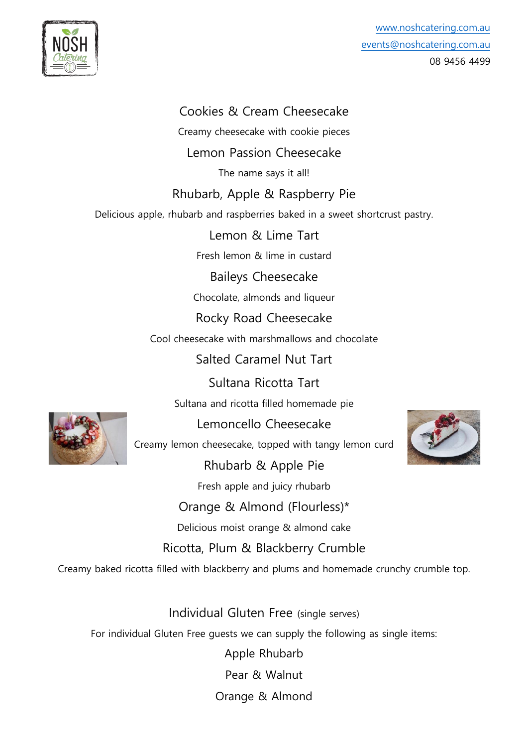www.noshcatering.com.au
events@noshcatering.com.au
08 9456 4499

## Cookies & Cream Cheesecake

Creamy cheesecake with cookie pieces

## Lemon Passion Cheesecake

The name says it all!

## Rhubarb, Apple & Raspberry Pie

Delicious apple, rhubarb and raspberries baked in a sweet shortcrust pastry.

## Lemon & Lime Tart

Fresh lemon & lime in custard

## Baileys Cheesecake

Chocolate, almonds and liqueur

## Rocky Road Cheesecake

Cool cheesecake with marshmallows and chocolate

## Salted Caramel Nut Tart

## Sultana Ricotta Tart

Sultana and ricotta filled homemade pie

## Lemoncello Cheesecake

Creamy lemon cheesecake, topped with tangy lemon curd

## Rhubarb & Apple Pie

Fresh apple and juicy rhubarb

## Orange & Almond (Flourless)*

Delicious moist orange & almond cake

## Ricotta, Plum & Blackberry Crumble

Creamy baked ricotta filled with blackberry and plums and homemade crunchy crumble top.

## Individual Gluten Free (single serves)

For individual Gluten Free guests we can supply the following as single items:

Apple Rhubarb

Pear & Walnut

Orange & Almond